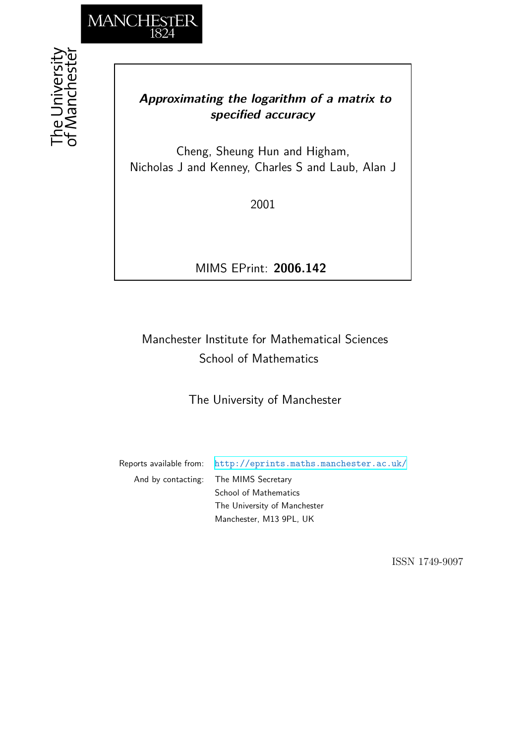MANCHESTER
1824

The University
of Manchester

***Approximating the logarithm of a matrix to specified accuracy***

Cheng, Sheung Hun and Higham, Nicholas J and Kenney, Charles S and Laub, Alan J

2001

MIMS EPrint: **2006.142**

Manchester Institute for Mathematical Sciences
School of Mathematics

The University of Manchester

Reports available from: http://eprints.maths.manchester.ac.uk/
And by contacting: The MIMS Secretary
School of Mathematics
The University of Manchester
Manchester, M13 9PL, UK

ISSN 1749-9097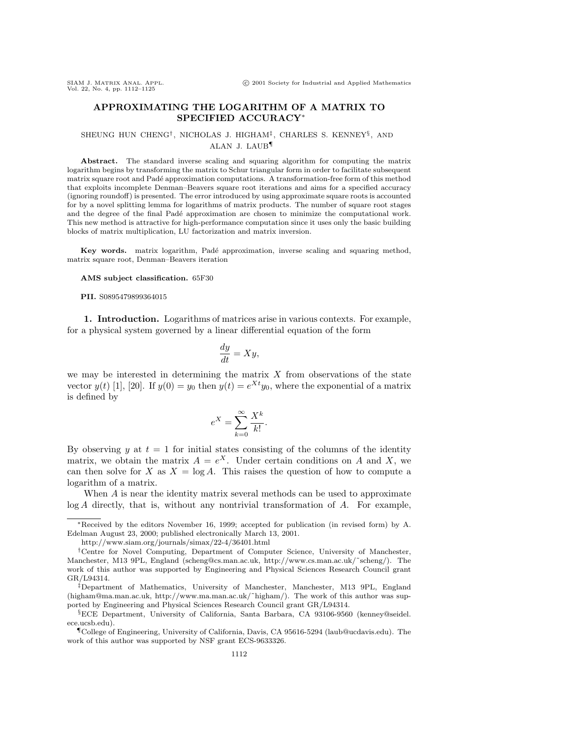# APPROXIMATING THE LOGARITHM OF A MATRIX TO SPECIFIED ACCURACY*

SHEUNG HUN CHENG†, NICHOLAS J. HIGHAM‡, CHARLES S. KENNEY§, AND ALAN J. LAUB¶

**Abstract.** The standard inverse scaling and squaring algorithm for computing the matrix logarithm begins by transforming the matrix to Schur triangular form in order to facilitate subsequent matrix square root and Padé approximation computations. A transformation-free form of this method that exploits incomplete Denman–Beavers square root iterations and aims for a specified accuracy (ignoring roundoff) is presented. The error introduced by using approximate square roots is accounted for by a novel splitting lemma for logarithms of matrix products. The number of square root stages and the degree of the final Padé approximation are chosen to minimize the computational work. This new method is attractive for high-performance computation since it uses only the basic building blocks of matrix multiplication, LU factorization and matrix inversion.

**Key words.** matrix logarithm, Padé approximation, inverse scaling and squaring method, matrix square root, Denman–Beavers iteration

**AMS subject classification.** 65F30

**PII.** S0895479899364015

## 1. Introduction.

Logarithms of matrices arise in various contexts. For example, for a physical system governed by a linear differential equation of the form

$$\frac{dy}{dt} = Xy,$$

we may be interested in determining the matrix $X$ from observations of the state vector $y(t)$ [1], [20]. If $y(0) = y_0$ then $y(t) = e^{Xt}y_0$, where the exponential of a matrix is defined by

$$e^X = \sum_{k=0}^{\infty} \frac{X^k}{k!}.$$

By observing $y$ at $t = 1$ for initial states consisting of the columns of the identity matrix, we obtain the matrix $A = e^X$. Under certain conditions on $A$ and $X$, we can then solve for $X$ as $X = \log A$. This raises the question of how to compute a logarithm of a matrix.

When $A$ is near the identity matrix several methods can be used to approximate $\log A$ directly, that is, without any nontrivial transformation of $A$. For example,

---

*Received by the editors November 16, 1999; accepted for publication (in revised form) by A. Edelman August 23, 2000; published electronically March 13, 2001.

http://www.siam.org/journals/simax/22-4/36401.html

†Centre for Novel Computing, Department of Computer Science, University of Manchester, Manchester, M13 9PL, England (scheng@cs.man.ac.uk, http://www.cs.man.ac.uk/~scheng/). The work of this author was supported by Engineering and Physical Sciences Research Council grant GR/L94314.

‡Department of Mathematics, University of Manchester, Manchester, M13 9PL, England (higham@ma.man.ac.uk, http://www.ma.man.ac.uk/~higham/). The work of this author was supported by Engineering and Physical Sciences Research Council grant GR/L94314.

§ECE Department, University of California, Santa Barbara, CA 93106-9560 (kenney@seidel.ece.ucsb.edu).

¶College of Engineering, University of California, Davis, CA 95616-5294 (laub@ucdavis.edu). The work of this author was supported by NSF grant ECS-9633326.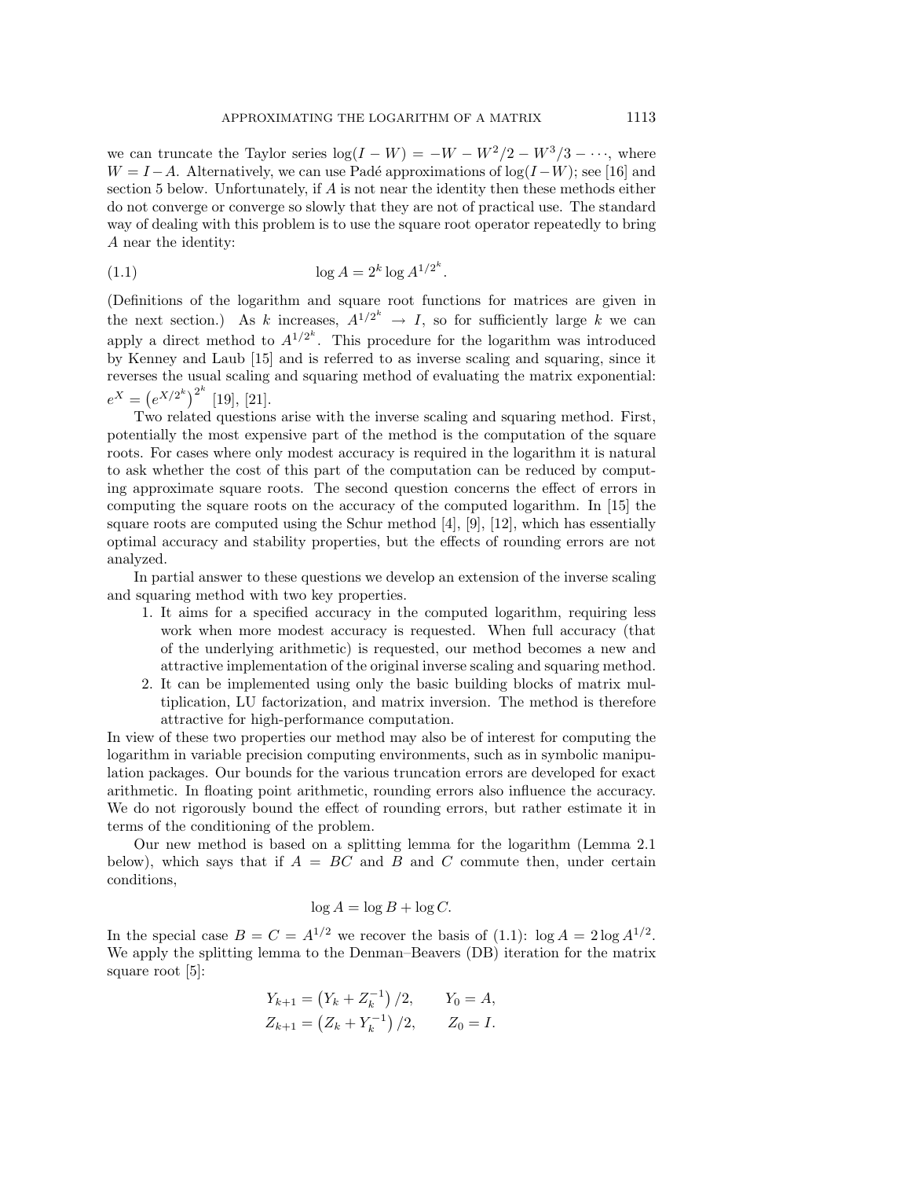we can truncate the Taylor series $\log(I - W) = -W - W^2/2 - W^3/3 - \cdots$, where $W = I - A$. Alternatively, we can use Padé approximations of $\log(I - W)$; see [16] and section 5 below. Unfortunately, if $A$ is not near the identity then these methods either do not converge or converge so slowly that they are not of practical use. The standard way of dealing with this problem is to use the square root operator repeatedly to bring $A$ near the identity:

$$\log A = 2^k \log A^{1/2^k}. \tag{1.1}$$

(Definitions of the logarithm and square root functions for matrices are given in the next section.) As $k$ increases, $A^{1/2^k} \to I$, so for sufficiently large $k$ we can apply a direct method to $A^{1/2^k}$. This procedure for the logarithm was introduced by Kenney and Laub [15] and is referred to as inverse scaling and squaring, since it reverses the usual scaling and squaring method of evaluating the matrix exponential: $e^X = \left(e^{X/2^k}\right)^{2^k}$ [19], [21].

Two related questions arise with the inverse scaling and squaring method. First, potentially the most expensive part of the method is the computation of the square roots. For cases where only modest accuracy is required in the logarithm it is natural to ask whether the cost of this part of the computation can be reduced by computing approximate square roots. The second question concerns the effect of errors in computing the square roots on the accuracy of the computed logarithm. In [15] the square roots are computed using the Schur method [4], [9], [12], which has essentially optimal accuracy and stability properties, but the effects of rounding errors are not analyzed.

In partial answer to these questions we develop an extension of the inverse scaling and squaring method with two key properties.

1. It aims for a specified accuracy in the computed logarithm, requiring less work when more modest accuracy is requested. When full accuracy (that of the underlying arithmetic) is requested, our method becomes a new and attractive implementation of the original inverse scaling and squaring method.
2. It can be implemented using only the basic building blocks of matrix multiplication, LU factorization, and matrix inversion. The method is therefore attractive for high-performance computation.

In view of these two properties our method may also be of interest for computing the logarithm in variable precision computing environments, such as in symbolic manipulation packages. Our bounds for the various truncation errors are developed for exact arithmetic. In floating point arithmetic, rounding errors also influence the accuracy. We do not rigorously bound the effect of rounding errors, but rather estimate it in terms of the conditioning of the problem.

Our new method is based on a splitting lemma for the logarithm (Lemma 2.1 below), which says that if $A = BC$ and $B$ and $C$ commute then, under certain conditions,

$$\log A = \log B + \log C.$$

In the special case $B = C = A^{1/2}$ we recover the basis of (1.1): $\log A = 2 \log A^{1/2}$. We apply the splitting lemma to the Denman–Beavers (DB) iteration for the matrix square root [5]:

$$\begin{aligned} Y_{k+1} &= \left(Y_k + Z_k^{-1}\right)/2, \qquad Y_0 = A, \\ Z_{k+1} &= \left(Z_k + Y_k^{-1}\right)/2, \qquad Z_0 = I. \end{aligned}$$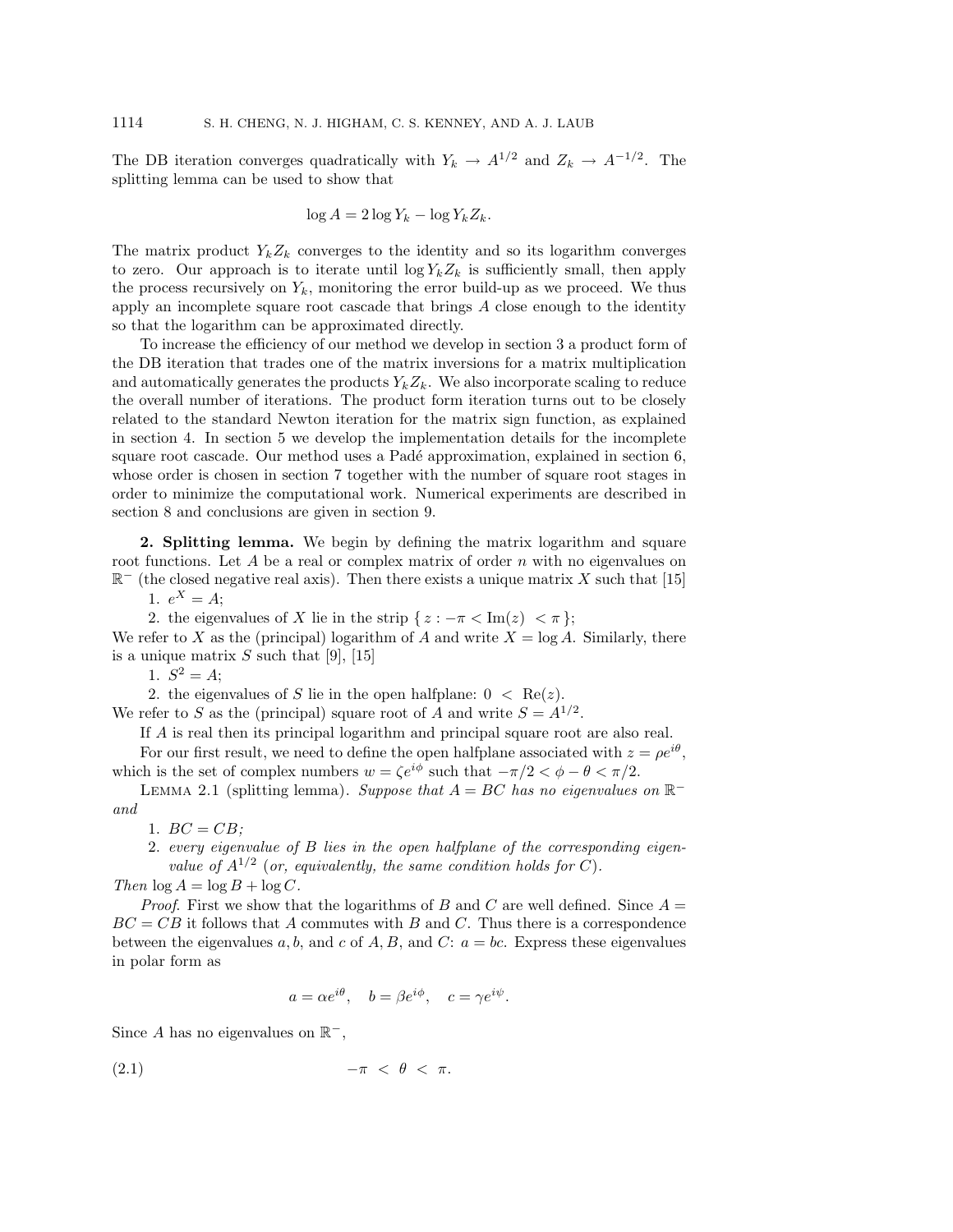The DB iteration converges quadratically with $Y_k \to A^{1/2}$ and $Z_k \to A^{-1/2}$. The splitting lemma can be used to show that

$$\log A = 2 \log Y_k - \log Y_k Z_k.$$

The matrix product $Y_k Z_k$ converges to the identity and so its logarithm converges to zero. Our approach is to iterate until $\log Y_k Z_k$ is sufficiently small, then apply the process recursively on $Y_k$, monitoring the error build-up as we proceed. We thus apply an incomplete square root cascade that brings $A$ close enough to the identity so that the logarithm can be approximated directly.

To increase the efficiency of our method we develop in section 3 a product form of the DB iteration that trades one of the matrix inversions for a matrix multiplication and automatically generates the products $Y_k Z_k$. We also incorporate scaling to reduce the overall number of iterations. The product form iteration turns out to be closely related to the standard Newton iteration for the matrix sign function, as explained in section 4. In section 5 we develop the implementation details for the incomplete square root cascade. Our method uses a Padé approximation, explained in section 6, whose order is chosen in section 7 together with the number of square root stages in order to minimize the computational work. Numerical experiments are described in section 8 and conclusions are given in section 9.

## 2. Splitting lemma.

We begin by defining the matrix logarithm and square root functions. Let $A$ be a real or complex matrix of order $n$ with no eigenvalues on $\mathbb{R}^-$ (the closed negative real axis). Then there exists a unique matrix $X$ such that [15]

1. $e^X = A$;
2. the eigenvalues of $X$ lie in the strip $\{ z : -\pi < \mathrm{Im}(z) < \pi \}$;

We refer to $X$ as the (principal) logarithm of $A$ and write $X = \log A$. Similarly, there is a unique matrix $S$ such that [9], [15]

1. $S^2 = A$;
2. the eigenvalues of $S$ lie in the open halfplane: $0 < \mathrm{Re}(z)$.

We refer to $S$ as the (principal) square root of $A$ and write $S = A^{1/2}$.

If $A$ is real then its principal logarithm and principal square root are also real.

For our first result, we need to define the open halfplane associated with $z = \rho e^{i\theta}$, which is the set of complex numbers $w = \zeta e^{i\phi}$ such that $-\pi/2 < \phi - \theta < \pi/2$.

Lemma 2.1 (splitting lemma). *Suppose that $A = BC$ has no eigenvalues on $\mathbb{R}^-$ and*

1. *$BC = CB$;*
2. *every eigenvalue of $B$ lies in the open halfplane of the corresponding eigenvalue of $A^{1/2}$ (or, equivalently, the same condition holds for $C$).*

*Then* $\log A = \log B + \log C$.

*Proof.* First we show that the logarithms of $B$ and $C$ are well defined. Since $A = BC = CB$ it follows that $A$ commutes with $B$ and $C$. Thus there is a correspondence between the eigenvalues $a, b,$ and $c$ of $A, B,$ and $C$: $a = bc$. Express these eigenvalues in polar form as

$$a = \alpha e^{i\theta}, \quad b = \beta e^{i\phi}, \quad c = \gamma e^{i\psi}.$$

Since $A$ has no eigenvalues on $\mathbb{R}^-$,

$$-\pi < \theta < \pi. \tag{2.1}$$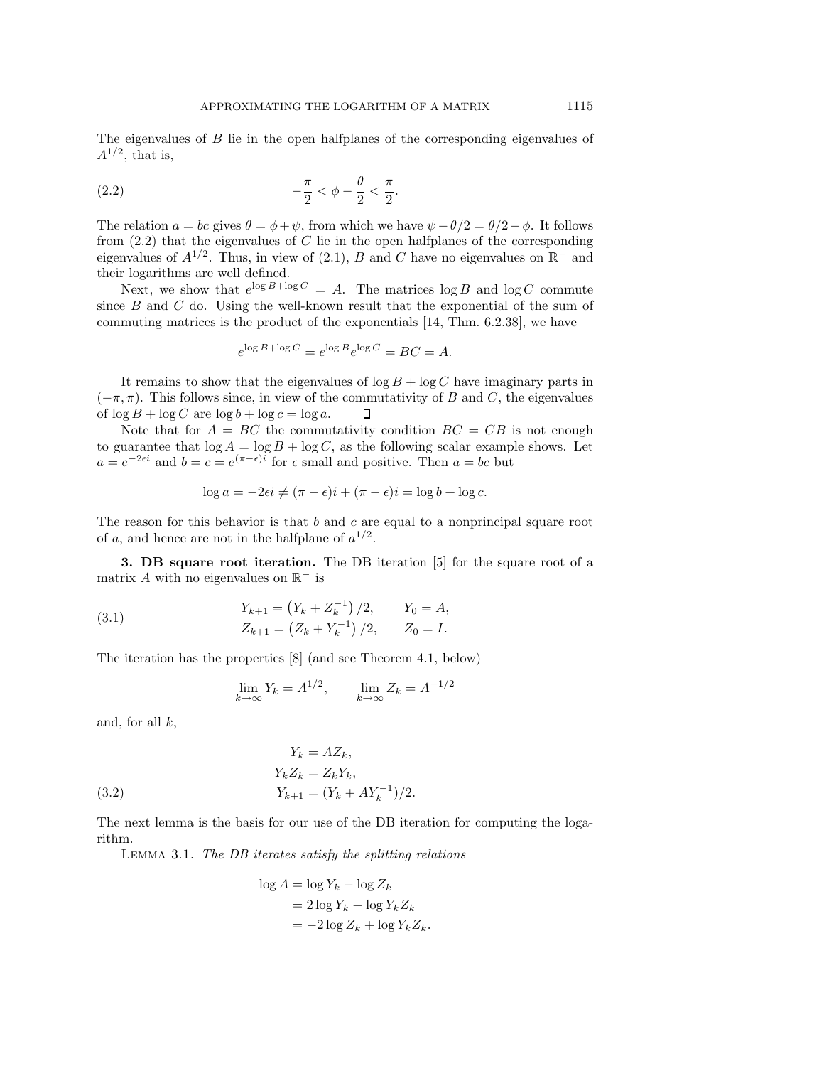The eigenvalues of $B$ lie in the open halfplanes of the corresponding eigenvalues of $A^{1/2}$, that is,

$$-\frac{\pi}{2} < \phi - \frac{\theta}{2} < \frac{\pi}{2}. \tag{2.2}$$

The relation $a = bc$ gives $\theta = \phi + \psi$, from which we have $\psi - \theta/2 = \theta/2 - \phi$. It follows from (2.2) that the eigenvalues of $C$ lie in the open halfplanes of the corresponding eigenvalues of $A^{1/2}$. Thus, in view of (2.1), $B$ and $C$ have no eigenvalues on $\mathbb{R}^-$ and their logarithms are well defined.

Next, we show that $e^{\log B + \log C} = A$. The matrices $\log B$ and $\log C$ commute since $B$ and $C$ do. Using the well-known result that the exponential of the sum of commuting matrices is the product of the exponentials [14, Thm. 6.2.38], we have

$$e^{\log B + \log C} = e^{\log B} e^{\log C} = BC = A.$$

It remains to show that the eigenvalues of $\log B + \log C$ have imaginary parts in $(-\pi, \pi)$. This follows since, in view of the commutativity of $B$ and $C$, the eigenvalues of $\log B + \log C$ are $\log b + \log c = \log a$. $\square$

Note that for $A = BC$ the commutativity condition $BC = CB$ is not enough to guarantee that $\log A = \log B + \log C$, as the following scalar example shows. Let $a = e^{-2\epsilon i}$ and $b = c = e^{(\pi - \epsilon)i}$ for $\epsilon$ small and positive. Then $a = bc$ but

$$\log a = -2\epsilon i \neq (\pi - \epsilon)i + (\pi - \epsilon)i = \log b + \log c.$$

The reason for this behavior is that $b$ and $c$ are equal to a nonprincipal square root of $a$, and hence are not in the halfplane of $a^{1/2}$.

**3. DB square root iteration.** The DB iteration [5] for the square root of a matrix $A$ with no eigenvalues on $\mathbb{R}^-$ is

$$\begin{aligned} Y_{k+1} &= \left(Y_k + Z_k^{-1}\right)/2, \qquad Y_0 = A, \\ Z_{k+1} &= \left(Z_k + Y_k^{-1}\right)/2, \qquad Z_0 = I. \end{aligned} \tag{3.1}$$

The iteration has the properties [8] (and see Theorem 4.1, below)

$$\lim_{k\to\infty} Y_k = A^{1/2}, \qquad \lim_{k\to\infty} Z_k = A^{-1/2}$$

and, for all $k$,

$$\begin{aligned} Y_k &= AZ_k, \\ Y_k Z_k &= Z_k Y_k, \\ Y_{k+1} &= (Y_k + AY_k^{-1})/2. \end{aligned} \tag{3.2}$$

The next lemma is the basis for our use of the DB iteration for computing the logarithm.

Lemma 3.1. *The DB iterates satisfy the splitting relations*

$$\begin{aligned} \log A &= \log Y_k - \log Z_k \\ &= 2\log Y_k - \log Y_k Z_k \\ &= -2\log Z_k + \log Y_k Z_k. \end{aligned}$$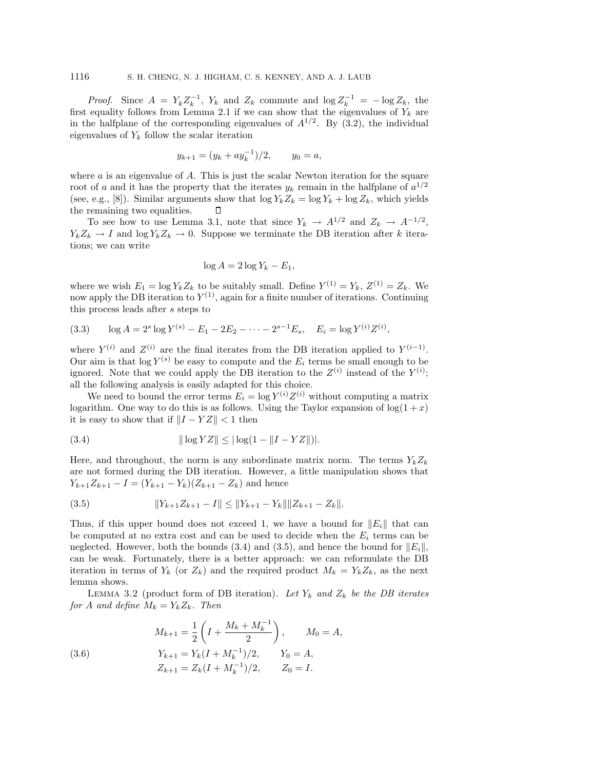*Proof.* Since $A = Y_k Z_k^{-1}$, $Y_k$ and $Z_k$ commute and $\log Z_k^{-1} = -\log Z_k$, the first equality follows from Lemma 2.1 if we can show that the eigenvalues of $Y_k$ are in the halfplane of the corresponding eigenvalues of $A^{1/2}$. By (3.2), the individual eigenvalues of $Y_k$ follow the scalar iteration

$$y_{k+1} = (y_k + a y_k^{-1})/2, \qquad y_0 = a,$$

where $a$ is an eigenvalue of $A$. This is just the scalar Newton iteration for the square root of $a$ and it has the property that the iterates $y_k$ remain in the halfplane of $a^{1/2}$ (see, e.g., [8]). Similar arguments show that $\log Y_k Z_k = \log Y_k + \log Z_k$, which yields the remaining two equalities. □

To see how to use Lemma 3.1, note that since $Y_k \to A^{1/2}$ and $Z_k \to A^{-1/2}$, $Y_k Z_k \to I$ and $\log Y_k Z_k \to 0$. Suppose we terminate the DB iteration after $k$ iterations; we can write

$$\log A = 2 \log Y_k - E_1,$$

where we wish $E_1 = \log Y_k Z_k$ to be suitably small. Define $Y^{(1)} = Y_k$, $Z^{(1)} = Z_k$. We now apply the DB iteration to $Y^{(1)}$, again for a finite number of iterations. Continuing this process leads after $s$ steps to

$$\log A = 2^s \log Y^{(s)} - E_1 - 2E_2 - \cdots - 2^{s-1} E_s, \quad E_i = \log Y^{(i)} Z^{(i)}, \tag{3.3}$$

where $Y^{(i)}$ and $Z^{(i)}$ are the final iterates from the DB iteration applied to $Y^{(i-1)}$. Our aim is that $\log Y^{(s)}$ be easy to compute and the $E_i$ terms be small enough to be ignored. Note that we could apply the DB iteration to the $Z^{(i)}$ instead of the $Y^{(i)}$; all the following analysis is easily adapted for this choice.

We need to bound the error terms $E_i = \log Y^{(i)} Z^{(i)}$ without computing a matrix logarithm. One way to do this is as follows. Using the Taylor expansion of $\log(1+x)$ it is easy to show that if $\|I - YZ\| < 1$ then

$$\|\log YZ\| \le |\log(1 - \|I - YZ\|)|. \tag{3.4}$$

Here, and throughout, the norm is any subordinate matrix norm. The terms $Y_k Z_k$ are not formed during the DB iteration. However, a little manipulation shows that $Y_{k+1} Z_{k+1} - I = (Y_{k+1} - Y_k)(Z_{k+1} - Z_k)$ and hence

$$\|Y_{k+1} Z_{k+1} - I\| \le \|Y_{k+1} - Y_k\| \|Z_{k+1} - Z_k\|. \tag{3.5}$$

Thus, if this upper bound does not exceed 1, we have a bound for $\|E_i\|$ that can be computed at no extra cost and can be used to decide when the $E_i$ terms can be neglected. However, both the bounds (3.4) and (3.5), and hence the bound for $\|E_i\|$, can be weak. Fortunately, there is a better approach: we can reformulate the DB iteration in terms of $Y_k$ (or $Z_k$) and the required product $M_k = Y_k Z_k$, as the next lemma shows.

Lemma 3.2 (product form of DB iteration). *Let $Y_k$ and $Z_k$ be the DB iterates for $A$ and define $M_k = Y_k Z_k$. Then*

$$\begin{aligned} M_{k+1} &= \frac{1}{2}\left(I + \frac{M_k + M_k^{-1}}{2}\right), \qquad M_0 = A, \\ Y_{k+1} &= Y_k (I + M_k^{-1})/2, \qquad Y_0 = A, \\ Z_{k+1} &= Z_k (I + M_k^{-1})/2, \qquad Z_0 = I. \end{aligned} \tag{3.6}$$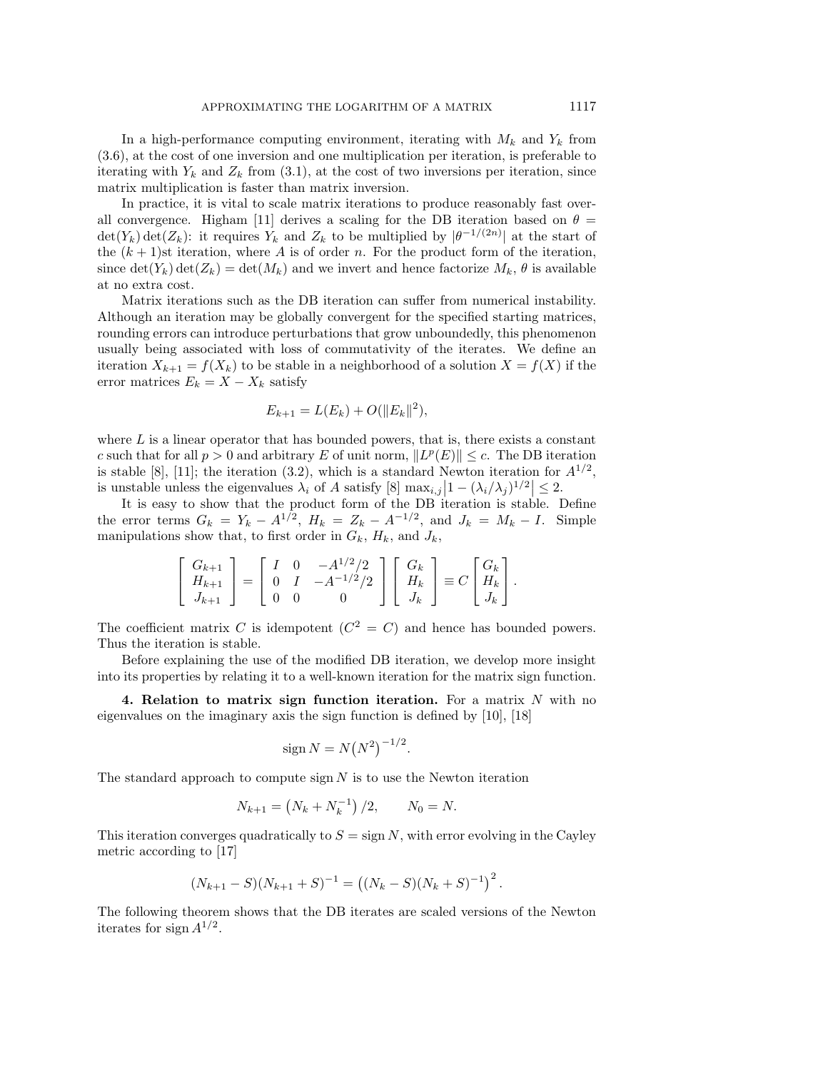In a high-performance computing environment, iterating with $M_k$ and $Y_k$ from (3.6), at the cost of one inversion and one multiplication per iteration, is preferable to iterating with $Y_k$ and $Z_k$ from (3.1), at the cost of two inversions per iteration, since matrix multiplication is faster than matrix inversion.

In practice, it is vital to scale matrix iterations to produce reasonably fast overall convergence. Higham [11] derives a scaling for the DB iteration based on $\theta = \det(Y_k)\det(Z_k)$: it requires $Y_k$ and $Z_k$ to be multiplied by $|\theta^{-1/(2n)}|$ at the start of the $(k+1)$st iteration, where $A$ is of order $n$. For the product form of the iteration, since $\det(Y_k)\det(Z_k) = \det(M_k)$ and we invert and hence factorize $M_k$, $\theta$ is available at no extra cost.

Matrix iterations such as the DB iteration can suffer from numerical instability. Although an iteration may be globally convergent for the specified starting matrices, rounding errors can introduce perturbations that grow unboundedly, this phenomenon usually being associated with loss of commutativity of the iterates. We define an iteration $X_{k+1} = f(X_k)$ to be stable in a neighborhood of a solution $X = f(X)$ if the error matrices $E_k = X - X_k$ satisfy

$$E_{k+1} = L(E_k) + O(\|E_k\|^2),$$

where $L$ is a linear operator that has bounded powers, that is, there exists a constant $c$ such that for all $p > 0$ and arbitrary $E$ of unit norm, $\|L^p(E)\| \le c$. The DB iteration is stable [8], [11]; the iteration (3.2), which is a standard Newton iteration for $A^{1/2}$, is unstable unless the eigenvalues $\lambda_i$ of $A$ satisfy [8] $\max_{i,j}\big|1 - (\lambda_i/\lambda_j)^{1/2}\big| \le 2$.

It is easy to show that the product form of the DB iteration is stable. Define the error terms $G_k = Y_k - A^{1/2}$, $H_k = Z_k - A^{-1/2}$, and $J_k = M_k - I$. Simple manipulations show that, to first order in $G_k$, $H_k$, and $J_k$,

$$\begin{bmatrix} G_{k+1} \\ H_{k+1} \\ J_{k+1} \end{bmatrix} = \begin{bmatrix} I & 0 & -A^{1/2}/2 \\ 0 & I & -A^{-1/2}/2 \\ 0 & 0 & 0 \end{bmatrix} \begin{bmatrix} G_k \\ H_k \\ J_k \end{bmatrix} \equiv C \begin{bmatrix} G_k \\ H_k \\ J_k \end{bmatrix}.$$

The coefficient matrix $C$ is idempotent ($C^2 = C$) and hence has bounded powers. Thus the iteration is stable.

Before explaining the use of the modified DB iteration, we develop more insight into its properties by relating it to a well-known iteration for the matrix sign function.

**4. Relation to matrix sign function iteration.** For a matrix $N$ with no eigenvalues on the imaginary axis the sign function is defined by [10], [18]

$$\operatorname{sign} N = N\big(N^2\big)^{-1/2}.$$

The standard approach to compute $\operatorname{sign} N$ is to use the Newton iteration

$$N_{k+1} = \big(N_k + N_k^{-1}\big)/2, \qquad N_0 = N.$$

This iteration converges quadratically to $S = \operatorname{sign} N$, with error evolving in the Cayley metric according to [17]

$$(N_{k+1} - S)(N_{k+1} + S)^{-1} = \big((N_k - S)(N_k + S)^{-1}\big)^2.$$

The following theorem shows that the DB iterates are scaled versions of the Newton iterates for $\operatorname{sign} A^{1/2}$.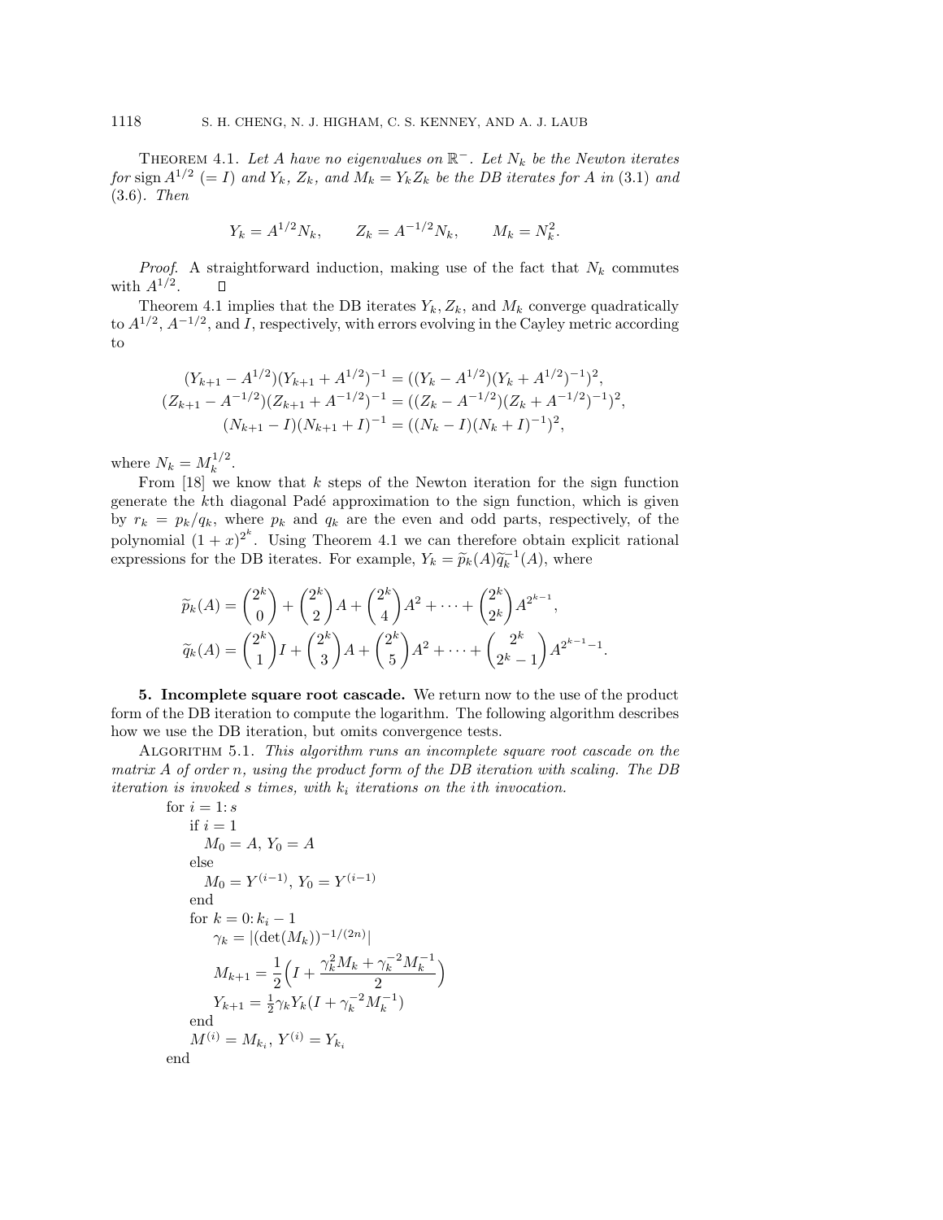**Theorem 4.1.** *Let $A$ have no eigenvalues on $\mathbb{R}^-$. Let $N_k$ be the Newton iterates for* $\operatorname{sign} A^{1/2}$ $(= I)$ *and $Y_k$, $Z_k$, and $M_k = Y_k Z_k$ be the DB iterates for $A$ in* (3.1) *and* (3.6). *Then*

$$Y_k = A^{1/2} N_k, \qquad Z_k = A^{-1/2} N_k, \qquad M_k = N_k^2.$$

*Proof.* A straightforward induction, making use of the fact that $N_k$ commutes with $A^{1/2}$. ◻

Theorem 4.1 implies that the DB iterates $Y_k$, $Z_k$, and $M_k$ converge quadratically to $A^{1/2}$, $A^{-1/2}$, and $I$, respectively, with errors evolving in the Cayley metric according to

$$\begin{aligned}
(Y_{k+1} - A^{1/2})(Y_{k+1} + A^{1/2})^{-1} &= ((Y_k - A^{1/2})(Y_k + A^{1/2})^{-1})^2, \\
(Z_{k+1} - A^{-1/2})(Z_{k+1} + A^{-1/2})^{-1} &= ((Z_k - A^{-1/2})(Z_k + A^{-1/2})^{-1})^2, \\
(N_{k+1} - I)(N_{k+1} + I)^{-1} &= ((N_k - I)(N_k + I)^{-1})^2,
\end{aligned}$$

where $N_k = M_k^{1/2}$.

From [18] we know that $k$ steps of the Newton iteration for the sign function generate the $k$th diagonal Padé approximation to the sign function, which is given by $r_k = p_k/q_k$, where $p_k$ and $q_k$ are the even and odd parts, respectively, of the polynomial $(1+x)^{2^k}$. Using Theorem 4.1 we can therefore obtain explicit rational expressions for the DB iterates. For example, $Y_k = \widetilde{p}_k(A)\widetilde{q}_k^{-1}(A)$, where

$$\begin{aligned}
\widetilde{p}_k(A) &= \binom{2^k}{0} + \binom{2^k}{2} A + \binom{2^k}{4} A^2 + \cdots + \binom{2^k}{2^k} A^{2^{k-1}}, \\
\widetilde{q}_k(A) &= \binom{2^k}{1} I + \binom{2^k}{3} A + \binom{2^k}{5} A^2 + \cdots + \binom{2^k}{2^k - 1} A^{2^{k-1}-1}.
\end{aligned}$$

## 5. Incomplete square root cascade.

We return now to the use of the product form of the DB iteration to compute the logarithm. The following algorithm describes how we use the DB iteration, but omits convergence tests.

**Algorithm 5.1.** *This algorithm runs an incomplete square root cascade on the matrix $A$ of order $n$, using the product form of the DB iteration with scaling. The DB iteration is invoked $s$ times, with $k_i$ iterations on the $i$th invocation.*

for $i = 1\colon s$
&nbsp;&nbsp;&nbsp;&nbsp;if $i = 1$
&nbsp;&nbsp;&nbsp;&nbsp;&nbsp;&nbsp;&nbsp;&nbsp;$M_0 = A$, $Y_0 = A$
&nbsp;&nbsp;&nbsp;&nbsp;else
&nbsp;&nbsp;&nbsp;&nbsp;&nbsp;&nbsp;&nbsp;&nbsp;$M_0 = Y^{(i-1)}$, $Y_0 = Y^{(i-1)}$
&nbsp;&nbsp;&nbsp;&nbsp;end
&nbsp;&nbsp;&nbsp;&nbsp;for $k = 0\colon k_i - 1$
&nbsp;&nbsp;&nbsp;&nbsp;&nbsp;&nbsp;&nbsp;&nbsp;$\gamma_k = |(\det(M_k))^{-1/(2n)}|$
&nbsp;&nbsp;&nbsp;&nbsp;&nbsp;&nbsp;&nbsp;&nbsp;$M_{k+1} = \dfrac{1}{2}\Big(I + \dfrac{\gamma_k^2 M_k + \gamma_k^{-2} M_k^{-1}}{2}\Big)$
&nbsp;&nbsp;&nbsp;&nbsp;&nbsp;&nbsp;&nbsp;&nbsp;$Y_{k+1} = \frac{1}{2}\gamma_k Y_k (I + \gamma_k^{-2} M_k^{-1})$
&nbsp;&nbsp;&nbsp;&nbsp;end
&nbsp;&nbsp;&nbsp;&nbsp;$M^{(i)} = M_{k_i}$, $Y^{(i)} = Y_{k_i}$
end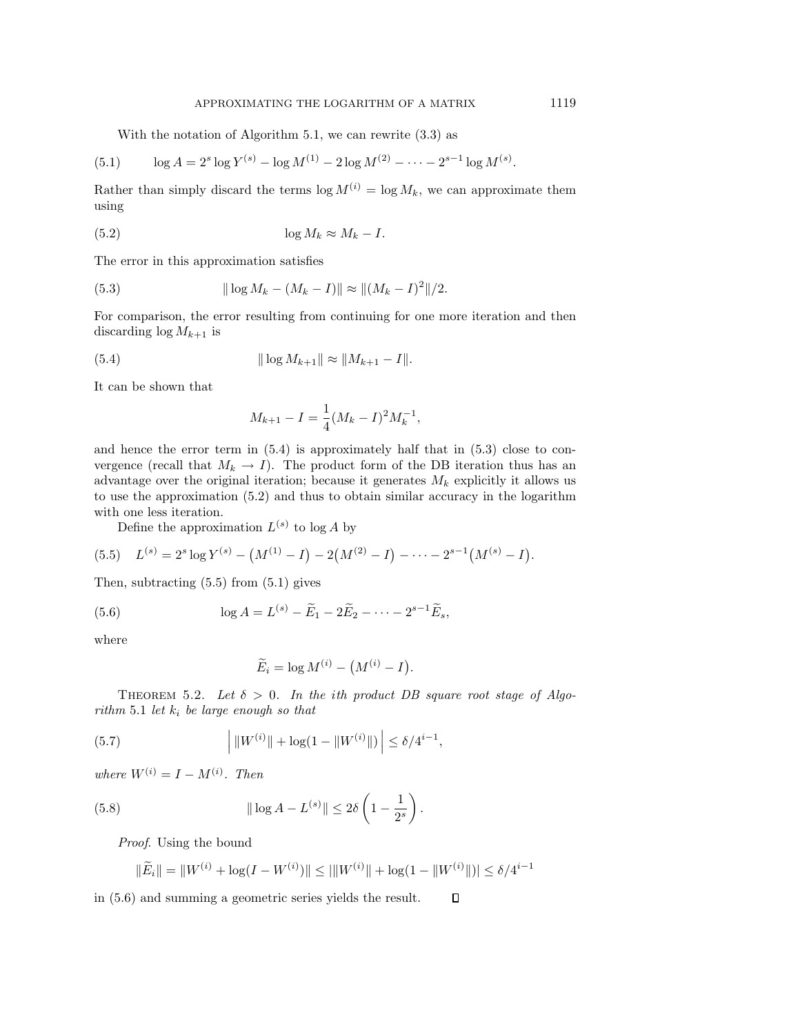With the notation of Algorithm 5.1, we can rewrite (3.3) as

$$\log A = 2^s \log Y^{(s)} - \log M^{(1)} - 2\log M^{(2)} - \cdots - 2^{s-1} \log M^{(s)}. \tag{5.1}$$

Rather than simply discard the terms $\log M^{(i)} = \log M_k$, we can approximate them using

$$\log M_k \approx M_k - I. \tag{5.2}$$

The error in this approximation satisfies

$$\| \log M_k - (M_k - I)\| \approx \|(M_k - I)^2\|/2. \tag{5.3}$$

For comparison, the error resulting from continuing for one more iteration and then discarding $\log M_{k+1}$ is

$$\| \log M_{k+1}\| \approx \|M_{k+1} - I\|. \tag{5.4}$$

It can be shown that

$$M_{k+1} - I = \frac{1}{4}(M_k - I)^2 M_k^{-1},$$

and hence the error term in (5.4) is approximately half that in (5.3) close to convergence (recall that $M_k \to I$). The product form of the DB iteration thus has an advantage over the original iteration; because it generates $M_k$ explicitly it allows us to use the approximation (5.2) and thus to obtain similar accuracy in the logarithm with one less iteration.

Define the approximation $L^{(s)}$ to $\log A$ by

$$L^{(s)} = 2^s \log Y^{(s)} - \big(M^{(1)} - I\big) - 2\big(M^{(2)} - I\big) - \cdots - 2^{s-1}\big(M^{(s)} - I\big). \tag{5.5}$$

Then, subtracting (5.5) from (5.1) gives

$$\log A = L^{(s)} - \widetilde{E}_1 - 2\widetilde{E}_2 - \cdots - 2^{s-1}\widetilde{E}_s, \tag{5.6}$$

where

$$\widetilde{E}_i = \log M^{(i)} - \big(M^{(i)} - I\big).$$

THEOREM 5.2. *Let $\delta > 0$. In the ith product DB square root stage of Algorithm 5.1 let $k_i$ be large enough so that*

$$\Big| \|W^{(i)}\| + \log(1 - \|W^{(i)}\|) \Big| \le \delta / 4^{i-1}, \tag{5.7}$$

*where $W^{(i)} = I - M^{(i)}$. Then*

$$\| \log A - L^{(s)}\| \le 2\delta \left(1 - \frac{1}{2^s}\right). \tag{5.8}$$

*Proof.* Using the bound

$$\|\widetilde{E}_i\| = \|W^{(i)} + \log(I - W^{(i)})\| \le |\|W^{(i)}\| + \log(1 - \|W^{(i)}\|)| \le \delta/4^{i-1}$$

in (5.6) and summing a geometric series yields the result. ◻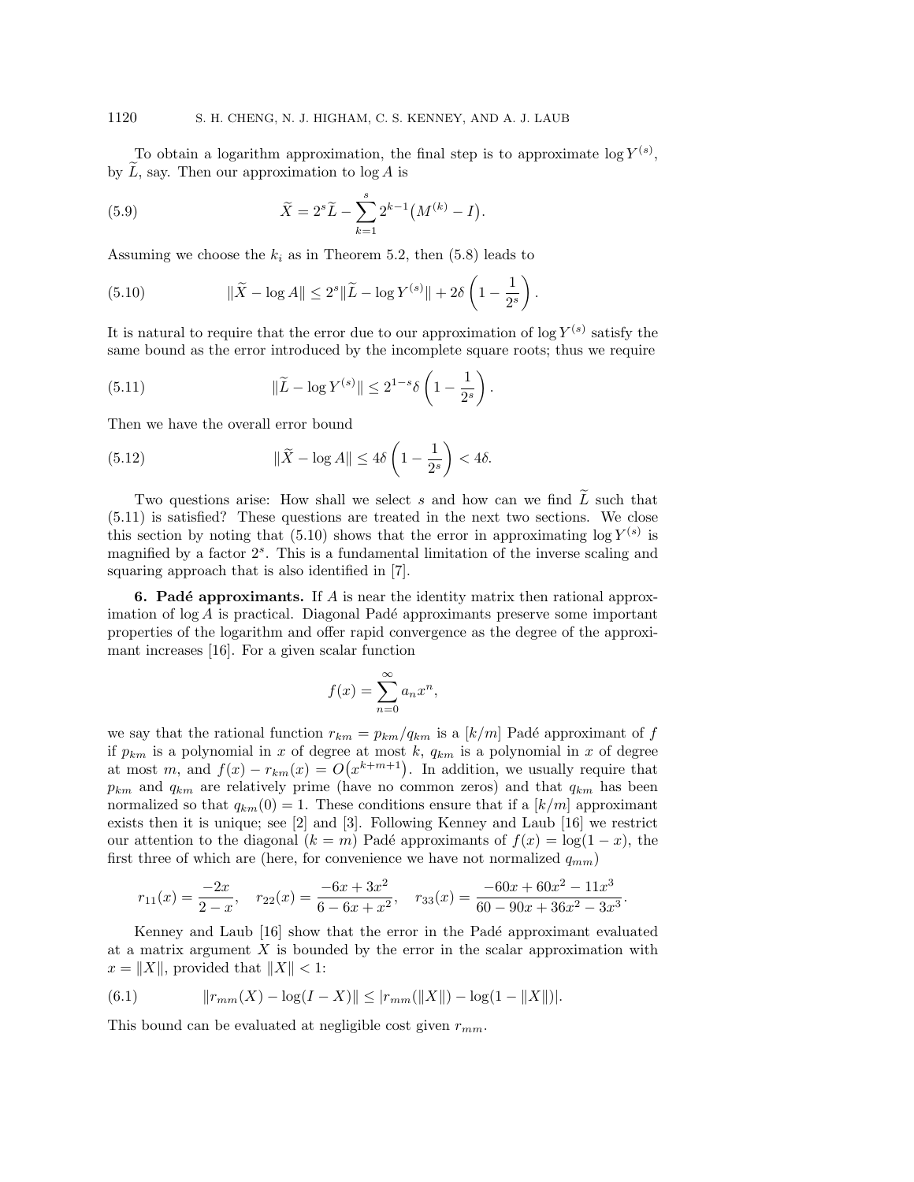To obtain a logarithm approximation, the final step is to approximate $\log Y^{(s)}$, by $\widetilde{L}$, say. Then our approximation to $\log A$ is

$$\widetilde{X} = 2^s \widetilde{L} - \sum_{k=1}^{s} 2^{k-1}\big(M^{(k)} - I\big). \tag{5.9}$$

Assuming we choose the $k_i$ as in Theorem 5.2, then (5.8) leads to

$$\|\widetilde{X} - \log A\| \le 2^s \|\widetilde{L} - \log Y^{(s)}\| + 2\delta\left(1 - \frac{1}{2^s}\right). \tag{5.10}$$

It is natural to require that the error due to our approximation of $\log Y^{(s)}$ satisfy the same bound as the error introduced by the incomplete square roots; thus we require

$$\|\widetilde{L} - \log Y^{(s)}\| \le 2^{1-s}\delta\left(1 - \frac{1}{2^s}\right). \tag{5.11}$$

Then we have the overall error bound

$$\|\widetilde{X} - \log A\| \le 4\delta\left(1 - \frac{1}{2^s}\right) < 4\delta. \tag{5.12}$$

Two questions arise: How shall we select $s$ and how can we find $\widetilde{L}$ such that (5.11) is satisfied? These questions are treated in the next two sections. We close this section by noting that (5.10) shows that the error in approximating $\log Y^{(s)}$ is magnified by a factor $2^s$. This is a fundamental limitation of the inverse scaling and squaring approach that is also identified in [7].

## 6. Padé approximants.

If $A$ is near the identity matrix then rational approximation of $\log A$ is practical. Diagonal Padé approximants preserve some important properties of the logarithm and offer rapid convergence as the degree of the approximant increases [16]. For a given scalar function

$$f(x) = \sum_{n=0}^{\infty} a_n x^n,$$

we say that the rational function $r_{km} = p_{km}/q_{km}$ is a $[k/m]$ Padé approximant of $f$ if $p_{km}$ is a polynomial in $x$ of degree at most $k$, $q_{km}$ is a polynomial in $x$ of degree at most $m$, and $f(x) - r_{km}(x) = O\big(x^{k+m+1}\big)$. In addition, we usually require that $p_{km}$ and $q_{km}$ are relatively prime (have no common zeros) and that $q_{km}$ has been normalized so that $q_{km}(0) = 1$. These conditions ensure that if a $[k/m]$ approximant exists then it is unique; see [2] and [3]. Following Kenney and Laub [16] we restrict our attention to the diagonal ($k = m$) Padé approximants of $f(x) = \log(1 - x)$, the first three of which are (here, for convenience we have not normalized $q_{mm}$)

$$r_{11}(x) = \frac{-2x}{2 - x}, \quad r_{22}(x) = \frac{-6x + 3x^2}{6 - 6x + x^2}, \quad r_{33}(x) = \frac{-60x + 60x^2 - 11x^3}{60 - 90x + 36x^2 - 3x^3}.$$

Kenney and Laub [16] show that the error in the Padé approximant evaluated at a matrix argument $X$ is bounded by the error in the scalar approximation with $x = \|X\|$, provided that $\|X\| < 1$:

$$\|r_{mm}(X) - \log(I - X)\| \le |r_{mm}(\|X\|) - \log(1 - \|X\|)|. \tag{6.1}$$

This bound can be evaluated at negligible cost given $r_{mm}$.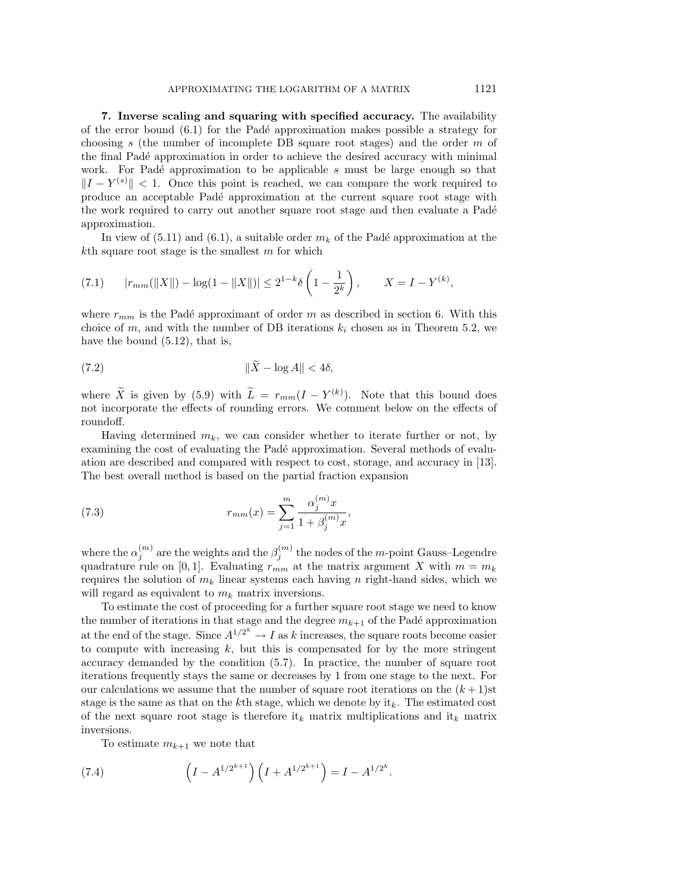**7. Inverse scaling and squaring with specified accuracy.** The availability of the error bound (6.1) for the Padé approximation makes possible a strategy for choosing $s$ (the number of incomplete DB square root stages) and the order $m$ of the final Padé approximation in order to achieve the desired accuracy with minimal work. For Padé approximation to be applicable $s$ must be large enough so that $\|I - Y^{(s)}\| < 1$. Once this point is reached, we can compare the work required to produce an acceptable Padé approximation at the current square root stage with the work required to carry out another square root stage and then evaluate a Padé approximation.

In view of (5.11) and (6.1), a suitable order $m_k$ of the Padé approximation at the $k$th square root stage is the smallest $m$ for which

$$|r_{mm}(\|X\|) - \log(1 - \|X\|)| \le 2^{1-k}\delta\left(1 - \frac{1}{2^k}\right), \qquad X = I - Y^{(k)}, \tag{7.1}$$

where $r_{mm}$ is the Padé approximant of order $m$ as described in section 6. With this choice of $m$, and with the number of DB iterations $k_i$ chosen as in Theorem 5.2, we have the bound (5.12), that is,

$$\|\widetilde{X} - \log A\| < 4\delta, \tag{7.2}$$

where $\widetilde{X}$ is given by (5.9) with $\widetilde{L} = r_{mm}(I - Y^{(k)})$. Note that this bound does not incorporate the effects of rounding errors. We comment below on the effects of roundoff.

Having determined $m_k$, we can consider whether to iterate further or not, by examining the cost of evaluating the Padé approximation. Several methods of evaluation are described and compared with respect to cost, storage, and accuracy in [13]. The best overall method is based on the partial fraction expansion

$$r_{mm}(x) = \sum_{j=1}^{m} \frac{\alpha_j^{(m)} x}{1 + \beta_j^{(m)} x}, \tag{7.3}$$

where the $\alpha_j^{(m)}$ are the weights and the $\beta_j^{(m)}$ the nodes of the $m$-point Gauss–Legendre quadrature rule on $[0, 1]$. Evaluating $r_{mm}$ at the matrix argument $X$ with $m = m_k$ requires the solution of $m_k$ linear systems each having $n$ right-hand sides, which we will regard as equivalent to $m_k$ matrix inversions.

To estimate the cost of proceeding for a further square root stage we need to know the number of iterations in that stage and the degree $m_{k+1}$ of the Padé approximation at the end of the stage. Since $A^{1/2^k} \to I$ as $k$ increases, the square roots become easier to compute with increasing $k$, but this is compensated for by the more stringent accuracy demanded by the condition (5.7). In practice, the number of square root iterations frequently stays the same or decreases by 1 from one stage to the next. For our calculations we assume that the number of square root iterations on the $(k+1)$st stage is the same as that on the $k$th stage, which we denote by $\text{it}_k$. The estimated cost of the next square root stage is therefore $\text{it}_k$ matrix multiplications and $\text{it}_k$ matrix inversions.

To estimate $m_{k+1}$ we note that

$$\left(I - A^{1/2^{k+1}}\right)\left(I + A^{1/2^{k+1}}\right) = I - A^{1/2^k}. \tag{7.4}$$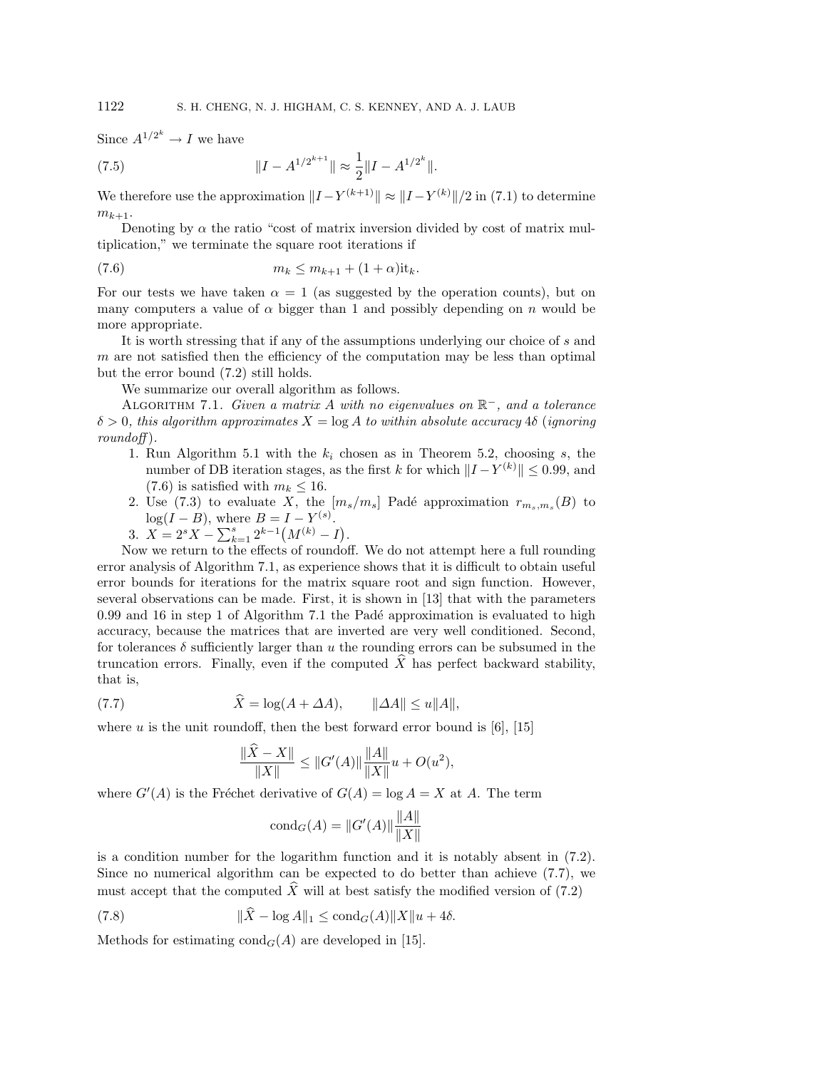Since $A^{1/2^k} \to I$ we have

$$\|I - A^{1/2^{k+1}}\| \approx \frac{1}{2}\|I - A^{1/2^k}\|. \tag{7.5}$$

We therefore use the approximation $\|I - Y^{(k+1)}\| \approx \|I - Y^{(k)}\|/2$ in (7.1) to determine $m_{k+1}$.

Denoting by $\alpha$ the ratio "cost of matrix inversion divided by cost of matrix multiplication," we terminate the square root iterations if

$$m_k \leq m_{k+1} + (1+\alpha)\mathrm{it}_k. \tag{7.6}$$

For our tests we have taken $\alpha = 1$ (as suggested by the operation counts), but on many computers a value of $\alpha$ bigger than 1 and possibly depending on $n$ would be more appropriate.

It is worth stressing that if any of the assumptions underlying our choice of $s$ and $m$ are not satisfied then the efficiency of the computation may be less than optimal but the error bound (7.2) still holds.

We summarize our overall algorithm as follows.

Algorithm 7.1. *Given a matrix $A$ with no eigenvalues on $\mathbb{R}^-$, and a tolerance $\delta > 0$, this algorithm approximates $X = \log A$ to within absolute accuracy $4\delta$ (ignoring roundoff).*

1. Run Algorithm 5.1 with the $k_i$ chosen as in Theorem 5.2, choosing $s$, the number of DB iteration stages, as the first $k$ for which $\|I - Y^{(k)}\| \leq 0.99$, and (7.6) is satisfied with $m_k \leq 16$.
2. Use (7.3) to evaluate $X$, the $[m_s/m_s]$ Padé approximation $r_{m_s,m_s}(B)$ to $\log(I - B)$, where $B = I - Y^{(s)}$.
3. $X = 2^s X - \sum_{k=1}^{s} 2^{k-1}\bigl(M^{(k)} - I\bigr)$.

Now we return to the effects of roundoff. We do not attempt here a full rounding error analysis of Algorithm 7.1, as experience shows that it is difficult to obtain useful error bounds for iterations for the matrix square root and sign function. However, several observations can be made. First, it is shown in [13] that with the parameters 0.99 and 16 in step 1 of Algorithm 7.1 the Padé approximation is evaluated to high accuracy, because the matrices that are inverted are very well conditioned. Second, for tolerances $\delta$ sufficiently larger than $u$ the rounding errors can be subsumed in the truncation errors. Finally, even if the computed $\widehat{X}$ has perfect backward stability, that is,

$$\widehat{X} = \log(A + \Delta A), \qquad \|\Delta A\| \leq u\|A\|, \tag{7.7}$$

where $u$ is the unit roundoff, then the best forward error bound is [6], [15]

$$\frac{\|\widehat{X} - X\|}{\|X\|} \leq \|G'(A)\| \frac{\|A\|}{\|X\|} u + O(u^2),$$

where $G'(A)$ is the Fréchet derivative of $G(A) = \log A = X$ at $A$. The term

$$\mathrm{cond}_G(A) = \|G'(A)\| \frac{\|A\|}{\|X\|}$$

is a condition number for the logarithm function and it is notably absent in (7.2). Since no numerical algorithm can be expected to do better than achieve (7.7), we must accept that the computed $\widehat{X}$ will at best satisfy the modified version of (7.2)

$$\|\widehat{X} - \log A\|_1 \leq \mathrm{cond}_G(A)\|X\|u + 4\delta. \tag{7.8}$$

Methods for estimating $\mathrm{cond}_G(A)$ are developed in [15].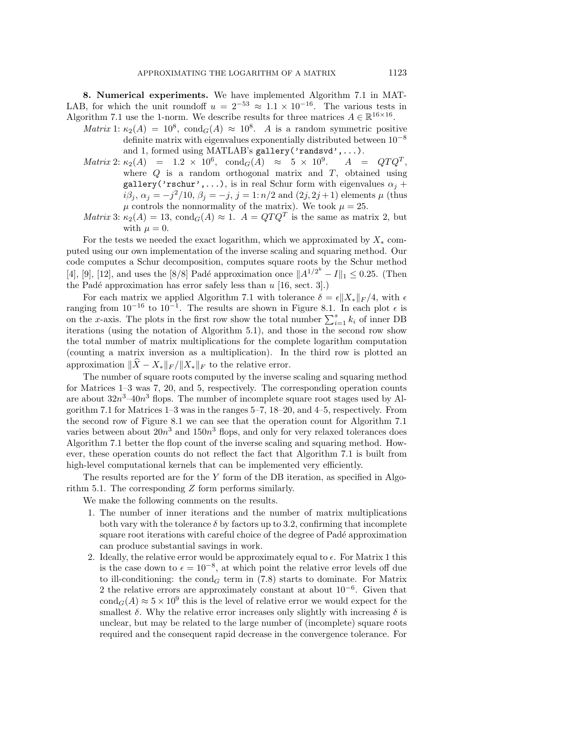**8. Numerical experiments.** We have implemented Algorithm 7.1 in MATLAB, for which the unit roundoff $u = 2^{-53} \approx 1.1 \times 10^{-16}$. The various tests in Algorithm 7.1 use the 1-norm. We describe results for three matrices $A \in \mathbb{R}^{16\times 16}$.

*Matrix* 1: $\kappa_2(A) = 10^8$, $\text{cond}_G(A) \approx 10^8$. $A$ is a random symmetric positive definite matrix with eigenvalues exponentially distributed between $10^{-8}$ and 1, formed using MATLAB's `gallery('randsvd',...)`.

*Matrix* 2: $\kappa_2(A) = 1.2 \times 10^6$, $\text{cond}_G(A) \approx 5 \times 10^9$. $A = QTQ^T$, where $Q$ is a random orthogonal matrix and $T$, obtained using `gallery('rschur',...)`, is in real Schur form with eigenvalues $\alpha_j + i\beta_j$, $\alpha_j = -j^2/10$, $\beta_j = -j$, $j = 1\colon n/2$ and $(2j, 2j+1)$ elements $\mu$ (thus $\mu$ controls the nonnormality of the matrix). We took $\mu = 25$.

*Matrix* 3: $\kappa_2(A) = 13$, $\text{cond}_G(A) \approx 1$. $A = QTQ^T$ is the same as matrix 2, but with $\mu = 0$.

For the tests we needed the exact logarithm, which we approximated by $X_*$ computed using our own implementation of the inverse scaling and squaring method. Our code computes a Schur decomposition, computes square roots by the Schur method [4], [9], [12], and uses the [8/8] Padé approximation once $\|A^{1/2^k} - I\|_1 \leq 0.25$. (Then the Padé approximation has error safely less than $u$ [16, sect. 3].)

For each matrix we applied Algorithm 7.1 with tolerance $\delta = \epsilon\|X_*\|_F/4$, with $\epsilon$ ranging from $10^{-16}$ to $10^{-1}$. The results are shown in Figure 8.1. In each plot $\epsilon$ is on the $x$-axis. The plots in the first row show the total number $\sum_{i=1}^{s} k_i$ of inner DB iterations (using the notation of Algorithm 5.1), and those in the second row show the total number of matrix multiplications for the complete logarithm computation (counting a matrix inversion as a multiplication). In the third row is plotted an approximation $\|\widehat{X} - X_*\|_F/\|X_*\|_F$ to the relative error.

The number of square roots computed by the inverse scaling and squaring method for Matrices 1–3 was 7, 20, and 5, respectively. The corresponding operation counts are about $32n^3$–$40n^3$ flops. The number of incomplete square root stages used by Algorithm 7.1 for Matrices 1–3 was in the ranges 5–7, 18–20, and 4–5, respectively. From the second row of Figure 8.1 we can see that the operation count for Algorithm 7.1 varies between about $20n^3$ and $150n^3$ flops, and only for very relaxed tolerances does Algorithm 7.1 better the flop count of the inverse scaling and squaring method. However, these operation counts do not reflect the fact that Algorithm 7.1 is built from high-level computational kernels that can be implemented very efficiently.

The results reported are for the $Y$ form of the DB iteration, as specified in Algorithm 5.1. The corresponding $Z$ form performs similarly.

We make the following comments on the results.

1. The number of inner iterations and the number of matrix multiplications both vary with the tolerance $\delta$ by factors up to 3.2, confirming that incomplete square root iterations with careful choice of the degree of Padé approximation can produce substantial savings in work.
2. Ideally, the relative error would be approximately equal to $\epsilon$. For Matrix 1 this is the case down to $\epsilon = 10^{-8}$, at which point the relative error levels off due to ill-conditioning: the $\text{cond}_G$ term in (7.8) starts to dominate. For Matrix 2 the relative errors are approximately constant at about $10^{-6}$. Given that $\text{cond}_G(A) \approx 5 \times 10^9$ this is the level of relative error we would expect for the smallest $\delta$. Why the relative error increases only slightly with increasing $\delta$ is unclear, but may be related to the large number of (incomplete) square roots required and the consequent rapid decrease in the convergence tolerance. For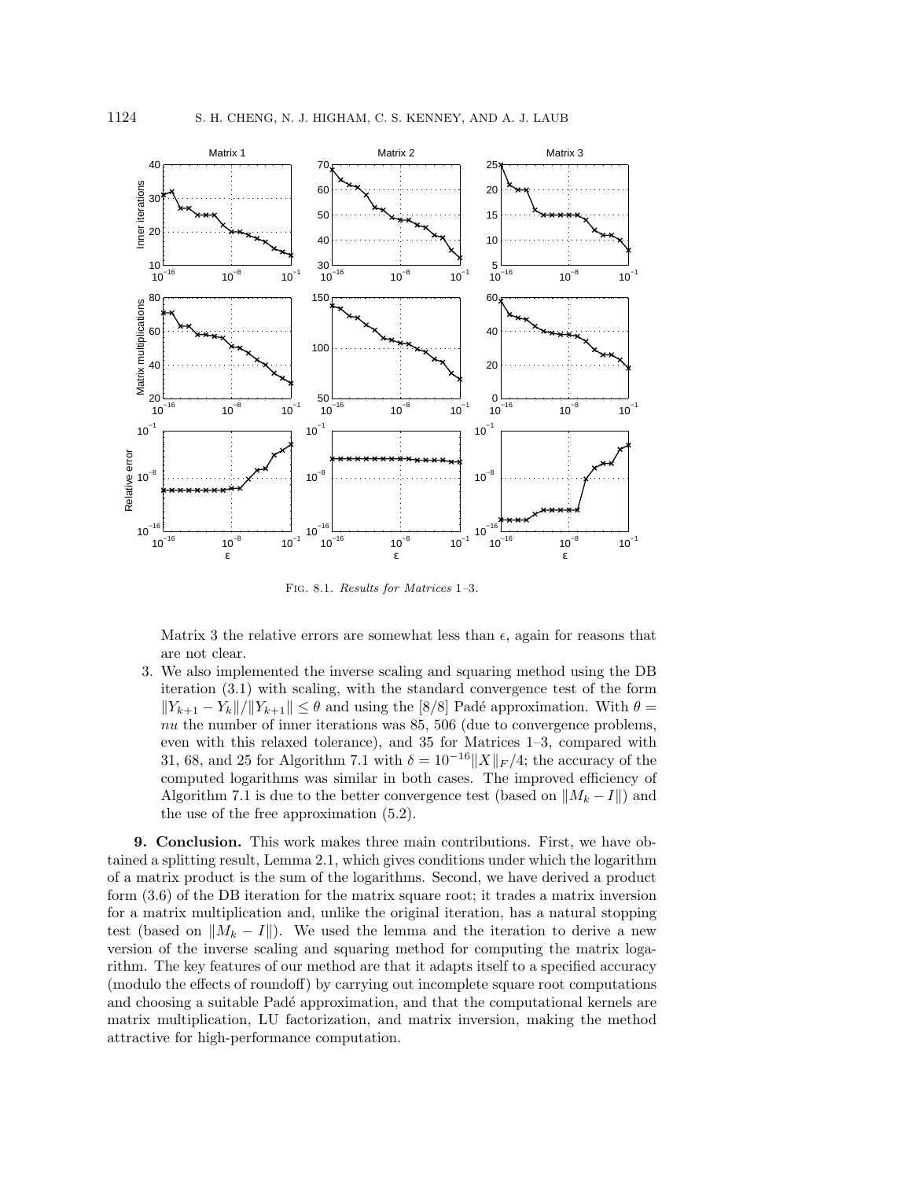Fig. 8.1. *Results for Matrices* 1–3.

Matrix 3 the relative errors are somewhat less than $\epsilon$, again for reasons that are not clear.

3. We also implemented the inverse scaling and squaring method using the DB iteration (3.1) with scaling, with the standard convergence test of the form $\|Y_{k+1} - Y_k\|/\|Y_{k+1}\| \le \theta$ and using the [8/8] Padé approximation. With $\theta = nu$ the number of inner iterations was 85, 506 (due to convergence problems, even with this relaxed tolerance), and 35 for Matrices 1–3, compared with 31, 68, and 25 for Algorithm 7.1 with $\delta = 10^{-16}\|X\|_F/4$; the accuracy of the computed logarithms was similar in both cases. The improved efficiency of Algorithm 7.1 is due to the better convergence test (based on $\|M_k - I\|$) and the use of the free approximation (5.2).

## 9. Conclusion.

This work makes three main contributions. First, we have obtained a splitting result, Lemma 2.1, which gives conditions under which the logarithm of a matrix product is the sum of the logarithms. Second, we have derived a product form (3.6) of the DB iteration for the matrix square root; it trades a matrix inversion for a matrix multiplication and, unlike the original iteration, has a natural stopping test (based on $\|M_k - I\|$). We used the lemma and the iteration to derive a new version of the inverse scaling and squaring method for computing the matrix logarithm. The key features of our method are that it adapts itself to a specified accuracy (modulo the effects of roundoff) by carrying out incomplete square root computations and choosing a suitable Padé approximation, and that the computational kernels are matrix multiplication, LU factorization, and matrix inversion, making the method attractive for high-performance computation.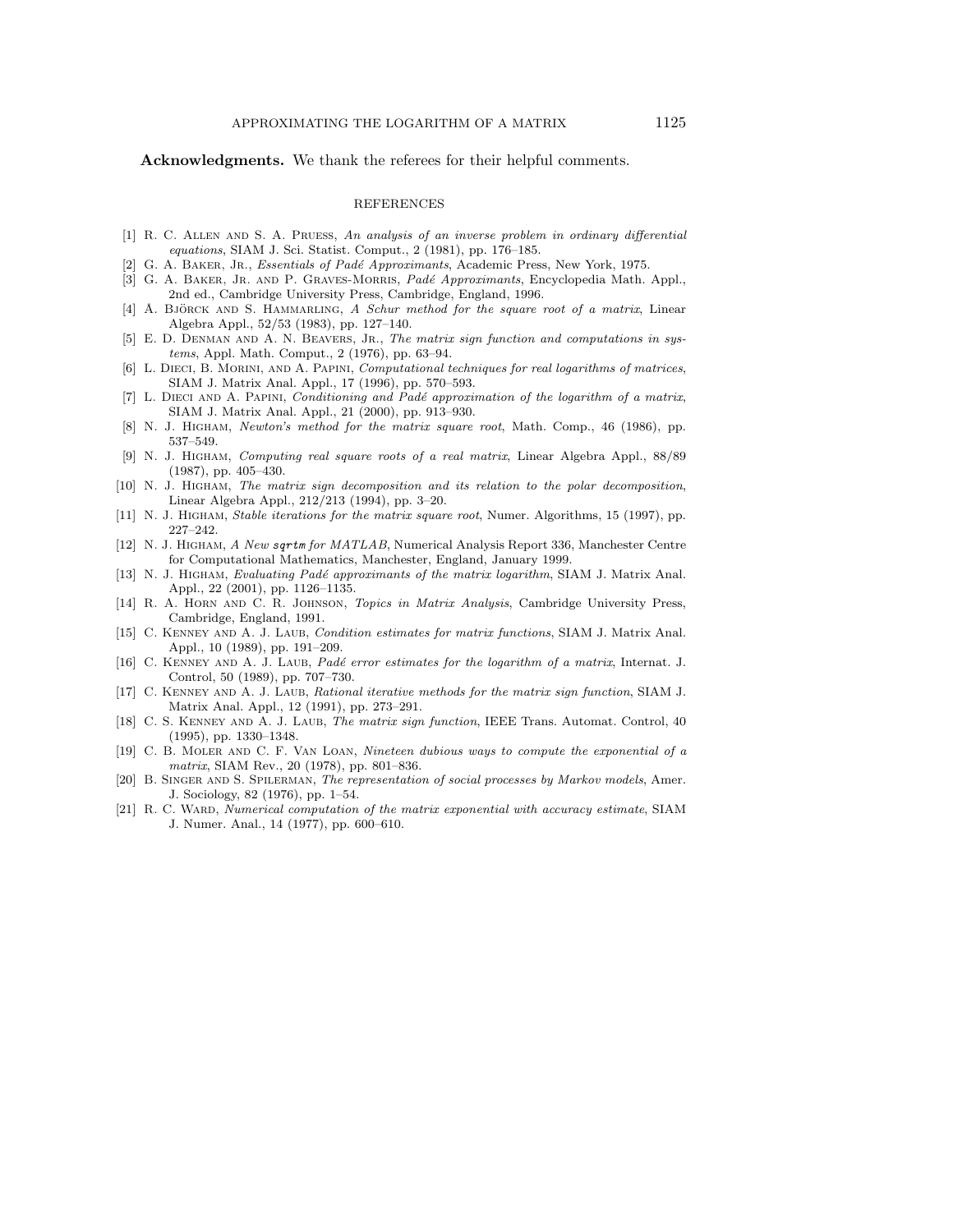**Acknowledgments.** We thank the referees for their helpful comments.

## REFERENCES

[1] R. C. Allen and S. A. Pruess, *An analysis of an inverse problem in ordinary differential equations*, SIAM J. Sci. Statist. Comput., 2 (1981), pp. 176–185.

[2] G. A. Baker, Jr., *Essentials of Padé Approximants*, Academic Press, New York, 1975.

[3] G. A. Baker, Jr. and P. Graves-Morris, *Padé Approximants*, Encyclopedia Math. Appl., 2nd ed., Cambridge University Press, Cambridge, England, 1996.

[4] A. Björck and S. Hammarling, *A Schur method for the square root of a matrix*, Linear Algebra Appl., 52/53 (1983), pp. 127–140.

[5] E. D. Denman and A. N. Beavers, Jr., *The matrix sign function and computations in systems*, Appl. Math. Comput., 2 (1976), pp. 63–94.

[6] L. Dieci, B. Morini, and A. Papini, *Computational techniques for real logarithms of matrices*, SIAM J. Matrix Anal. Appl., 17 (1996), pp. 570–593.

[7] L. Dieci and A. Papini, *Conditioning and Padé approximation of the logarithm of a matrix*, SIAM J. Matrix Anal. Appl., 21 (2000), pp. 913–930.

[8] N. J. Higham, *Newton's method for the matrix square root*, Math. Comp., 46 (1986), pp. 537–549.

[9] N. J. Higham, *Computing real square roots of a real matrix*, Linear Algebra Appl., 88/89 (1987), pp. 405–430.

[10] N. J. Higham, *The matrix sign decomposition and its relation to the polar decomposition*, Linear Algebra Appl., 212/213 (1994), pp. 3–20.

[11] N. J. Higham, *Stable iterations for the matrix square root*, Numer. Algorithms, 15 (1997), pp. 227–242.

[12] N. J. Higham, *A New `sqrtm` for MATLAB*, Numerical Analysis Report 336, Manchester Centre for Computational Mathematics, Manchester, England, January 1999.

[13] N. J. Higham, *Evaluating Padé approximants of the matrix logarithm*, SIAM J. Matrix Anal. Appl., 22 (2001), pp. 1126–1135.

[14] R. A. Horn and C. R. Johnson, *Topics in Matrix Analysis*, Cambridge University Press, Cambridge, England, 1991.

[15] C. Kenney and A. J. Laub, *Condition estimates for matrix functions*, SIAM J. Matrix Anal. Appl., 10 (1989), pp. 191–209.

[16] C. Kenney and A. J. Laub, *Padé error estimates for the logarithm of a matrix*, Internat. J. Control, 50 (1989), pp. 707–730.

[17] C. Kenney and A. J. Laub, *Rational iterative methods for the matrix sign function*, SIAM J. Matrix Anal. Appl., 12 (1991), pp. 273–291.

[18] C. S. Kenney and A. J. Laub, *The matrix sign function*, IEEE Trans. Automat. Control, 40 (1995), pp. 1330–1348.

[19] C. B. Moler and C. F. Van Loan, *Nineteen dubious ways to compute the exponential of a matrix*, SIAM Rev., 20 (1978), pp. 801–836.

[20] B. Singer and S. Spilerman, *The representation of social processes by Markov models*, Amer. J. Sociology, 82 (1976), pp. 1–54.

[21] R. C. Ward, *Numerical computation of the matrix exponential with accuracy estimate*, SIAM J. Numer. Anal., 14 (1977), pp. 600–610.